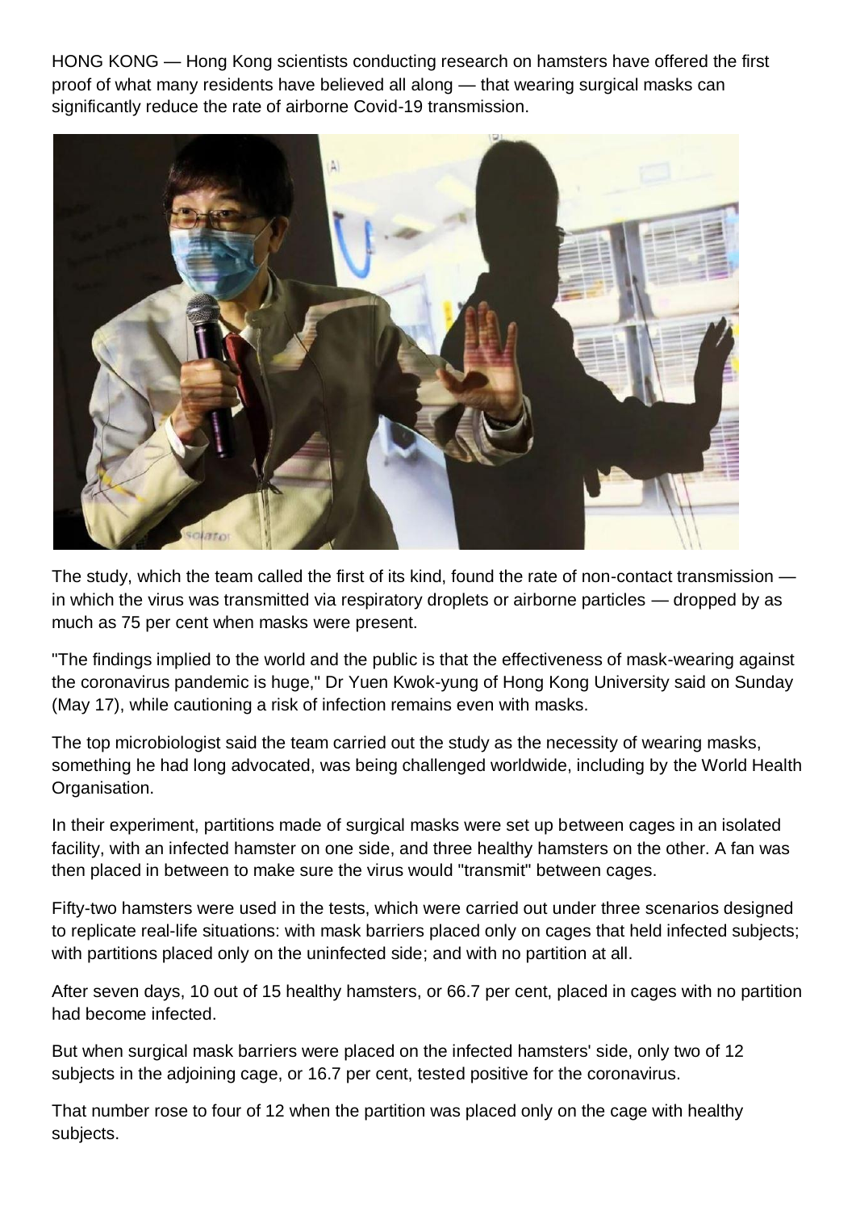HONG KONG — Hong Kong scientists conducting research on hamsters have offered the first proof of what many residents have believed all along — that wearing surgical masks can significantly reduce the rate of airborne Covid-19 transmission.

The study, which the team called the first of its kind, found the rate of non-contact transmission — in which the virus was transmitted via respiratory droplets or airborne particles — dropped by as much as 75 per cent when masks were present.

"The findings implied to the world and the public is that the effectiveness of mask-wearing against the coronavirus pandemic is huge," Dr Yuen Kwok-yung of Hong Kong University said on Sunday (May 17), while cautioning a risk of infection remains even with masks.

The top microbiologist said the team carried out the study as the necessity of wearing masks, something he had long advocated, was being challenged worldwide, including by the World Health Organisation.

In their experiment, partitions made of surgical masks were set up between cages in an isolated facility, with an infected hamster on one side, and three healthy hamsters on the other. A fan was then placed in between to make sure the virus would "transmit" between cages.

Fifty-two hamsters were used in the tests, which were carried out under three scenarios designed to replicate real-life situations: with mask barriers placed only on cages that held infected subjects; with partitions placed only on the uninfected side; and with no partition at all.

After seven days, 10 out of 15 healthy hamsters, or 66.7 per cent, placed in cages with no partition had become infected.

But when surgical mask barriers were placed on the infected hamsters' side, only two of 12 subjects in the adjoining cage, or 16.7 per cent, tested positive for the coronavirus.

That number rose to four of 12 when the partition was placed only on the cage with healthy subjects.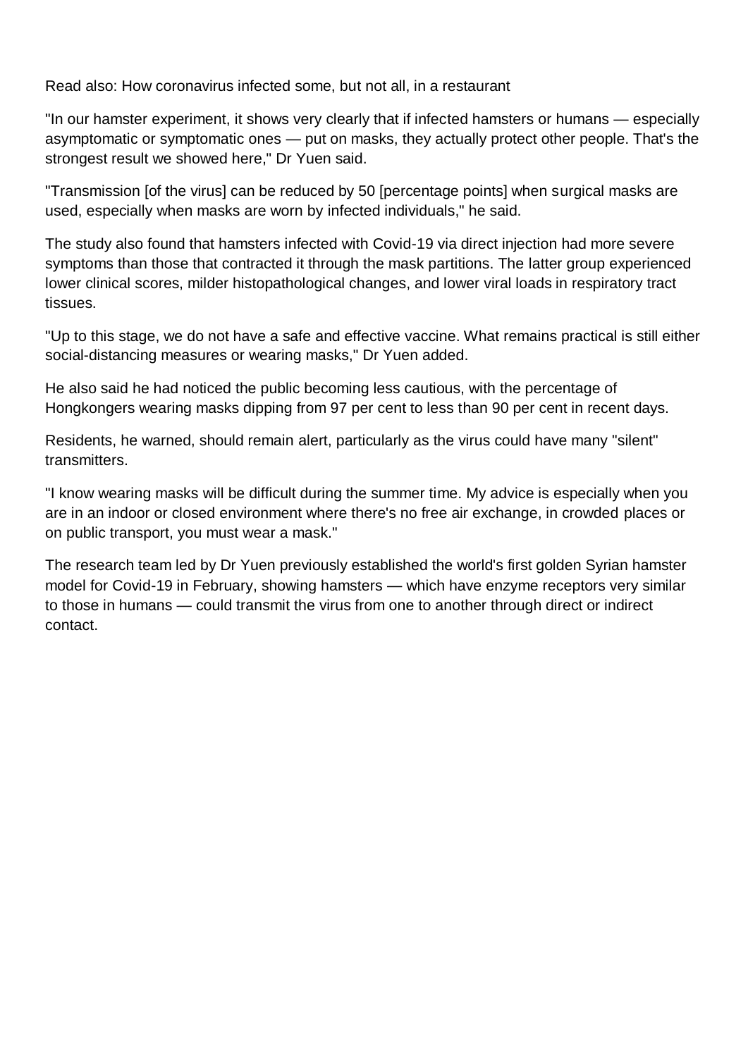Read also: How coronavirus infected some, but not all, in a restaurant

"In our hamster experiment, it shows very clearly that if infected hamsters or humans — especially asymptomatic or symptomatic ones — put on masks, they actually protect other people. That's the strongest result we showed here," Dr Yuen said.

"Transmission [of the virus] can be reduced by 50 [percentage points] when surgical masks are used, especially when masks are worn by infected individuals," he said.

The study also found that hamsters infected with Covid-19 via direct injection had more severe symptoms than those that contracted it through the mask partitions. The latter group experienced lower clinical scores, milder histopathological changes, and lower viral loads in respiratory tract tissues.

"Up to this stage, we do not have a safe and effective vaccine. What remains practical is still either social-distancing measures or wearing masks," Dr Yuen added.

He also said he had noticed the public becoming less cautious, with the percentage of Hongkongers wearing masks dipping from 97 per cent to less than 90 per cent in recent days.

Residents, he warned, should remain alert, particularly as the virus could have many "silent" transmitters.

"I know wearing masks will be difficult during the summer time. My advice is especially when you are in an indoor or closed environment where there's no free air exchange, in crowded places or on public transport, you must wear a mask."

The research team led by Dr Yuen previously established the world's first golden Syrian hamster model for Covid-19 in February, showing hamsters — which have enzyme receptors very similar to those in humans — could transmit the virus from one to another through direct or indirect contact.